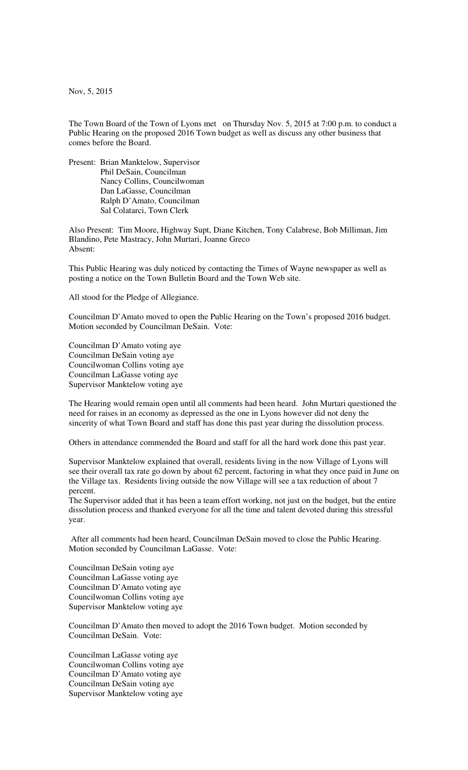Nov, 5, 2015

The Town Board of the Town of Lyons met on Thursday Nov. 5, 2015 at 7:00 p.m. to conduct a Public Hearing on the proposed 2016 Town budget as well as discuss any other business that comes before the Board.

Present: Brian Manktelow, Supervisor
Phil DeSain, Councilman
Nancy Collins, Councilwoman
Dan LaGasse, Councilman
Ralph D'Amato, Councilman
Sal Colatarci, Town Clerk

Also Present: Tim Moore, Highway Supt, Diane Kitchen, Tony Calabrese, Bob Milliman, Jim Blandino, Pete Mastracy, John Murtari, Joanne Greco
Absent:

This Public Hearing was duly noticed by contacting the Times of Wayne newspaper as well as posting a notice on the Town Bulletin Board and the Town Web site.

All stood for the Pledge of Allegiance.

Councilman D'Amato moved to open the Public Hearing on the Town's proposed 2016 budget. Motion seconded by Councilman DeSain. Vote:

Councilman D'Amato voting aye
Councilman DeSain voting aye
Councilwoman Collins voting aye
Councilman LaGasse voting aye
Supervisor Manktelow voting aye

The Hearing would remain open until all comments had been heard. John Murtari questioned the need for raises in an economy as depressed as the one in Lyons however did not deny the sincerity of what Town Board and staff has done this past year during the dissolution process.

Others in attendance commended the Board and staff for all the hard work done this past year.

Supervisor Manktelow explained that overall, residents living in the now Village of Lyons will see their overall tax rate go down by about 62 percent, factoring in what they once paid in June on the Village tax. Residents living outside the now Village will see a tax reduction of about 7 percent.
The Supervisor added that it has been a team effort working, not just on the budget, but the entire dissolution process and thanked everyone for all the time and talent devoted during this stressful year.

After all comments had been heard, Councilman DeSain moved to close the Public Hearing. Motion seconded by Councilman LaGasse. Vote:

Councilman DeSain voting aye
Councilman LaGasse voting aye
Councilman D'Amato voting aye
Councilwoman Collins voting aye
Supervisor Manktelow voting aye

Councilman D'Amato then moved to adopt the 2016 Town budget. Motion seconded by Councilman DeSain. Vote:

Councilman LaGasse voting aye
Councilwoman Collins voting aye
Councilman D'Amato voting aye
Councilman DeSain voting aye
Supervisor Manktelow voting aye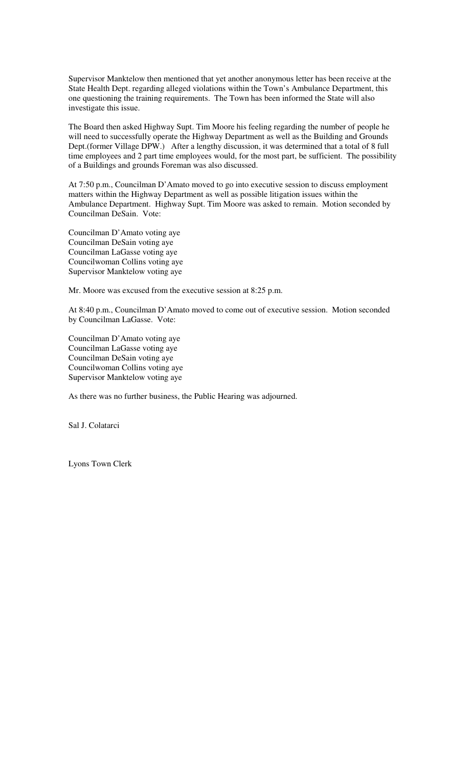Supervisor Manktelow then mentioned that yet another anonymous letter has been receive at the State Health Dept. regarding alleged violations within the Town's Ambulance Department, this one questioning the training requirements. The Town has been informed the State will also investigate this issue.

The Board then asked Highway Supt. Tim Moore his feeling regarding the number of people he will need to successfully operate the Highway Department as well as the Building and Grounds Dept.(former Village DPW.) After a lengthy discussion, it was determined that a total of 8 full time employees and 2 part time employees would, for the most part, be sufficient. The possibility of a Buildings and grounds Foreman was also discussed.

At 7:50 p.m., Councilman D'Amato moved to go into executive session to discuss employment matters within the Highway Department as well as possible litigation issues within the Ambulance Department. Highway Supt. Tim Moore was asked to remain. Motion seconded by Councilman DeSain. Vote:

Councilman D'Amato voting aye
Councilman DeSain voting aye
Councilman LaGasse voting aye
Councilwoman Collins voting aye
Supervisor Manktelow voting aye

Mr. Moore was excused from the executive session at 8:25 p.m.

At 8:40 p.m., Councilman D'Amato moved to come out of executive session. Motion seconded by Councilman LaGasse. Vote:

Councilman D'Amato voting aye
Councilman LaGasse voting aye
Councilman DeSain voting aye
Councilwoman Collins voting aye
Supervisor Manktelow voting aye

As there was no further business, the Public Hearing was adjourned.

Sal J. Colatarci

Lyons Town Clerk